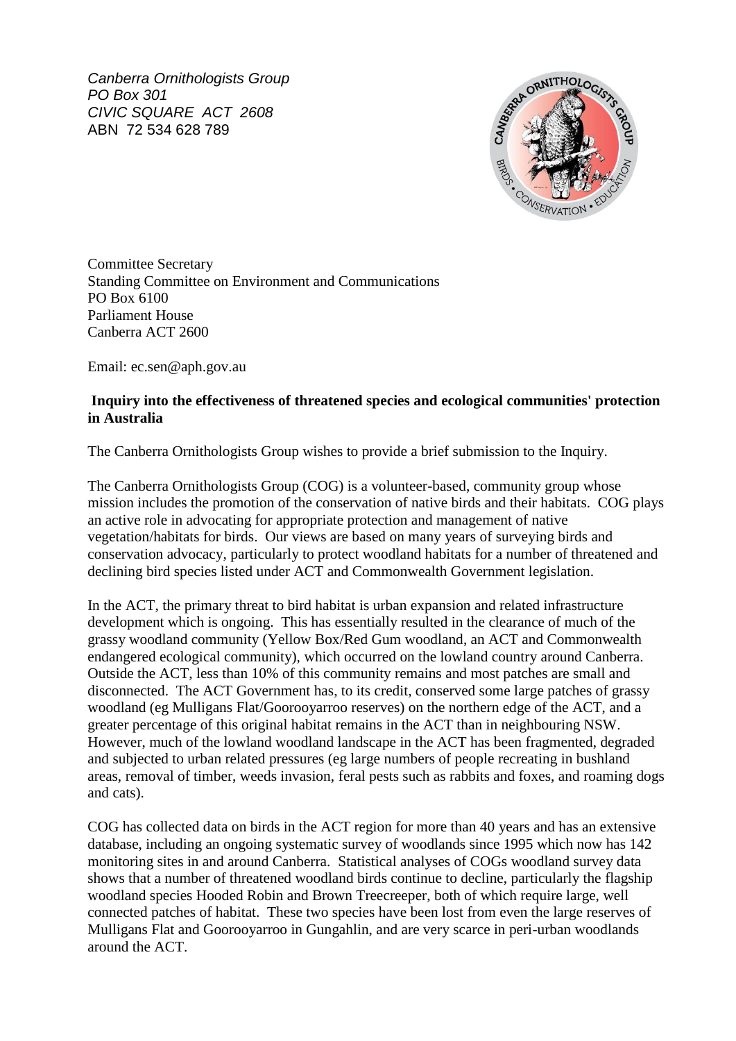*Canberra Ornithologists Group*
*PO Box 301*
*CIVIC SQUARE ACT 2608*
ABN 72 534 628 789

Committee Secretary
Standing Committee on Environment and Communications
PO Box 6100
Parliament House
Canberra ACT 2600

Email: ec.sen@aph.gov.au

**Inquiry into the effectiveness of threatened species and ecological communities' protection in Australia**

The Canberra Ornithologists Group wishes to provide a brief submission to the Inquiry.

The Canberra Ornithologists Group (COG) is a volunteer-based, community group whose mission includes the promotion of the conservation of native birds and their habitats. COG plays an active role in advocating for appropriate protection and management of native vegetation/habitats for birds. Our views are based on many years of surveying birds and conservation advocacy, particularly to protect woodland habitats for a number of threatened and declining bird species listed under ACT and Commonwealth Government legislation.

In the ACT, the primary threat to bird habitat is urban expansion and related infrastructure development which is ongoing. This has essentially resulted in the clearance of much of the grassy woodland community (Yellow Box/Red Gum woodland, an ACT and Commonwealth endangered ecological community), which occurred on the lowland country around Canberra. Outside the ACT, less than 10% of this community remains and most patches are small and disconnected. The ACT Government has, to its credit, conserved some large patches of grassy woodland (eg Mulligans Flat/Goorooyarroo reserves) on the northern edge of the ACT, and a greater percentage of this original habitat remains in the ACT than in neighbouring NSW. However, much of the lowland woodland landscape in the ACT has been fragmented, degraded and subjected to urban related pressures (eg large numbers of people recreating in bushland areas, removal of timber, weeds invasion, feral pests such as rabbits and foxes, and roaming dogs and cats).

COG has collected data on birds in the ACT region for more than 40 years and has an extensive database, including an ongoing systematic survey of woodlands since 1995 which now has 142 monitoring sites in and around Canberra. Statistical analyses of COGs woodland survey data shows that a number of threatened woodland birds continue to decline, particularly the flagship woodland species Hooded Robin and Brown Treecreeper, both of which require large, well connected patches of habitat. These two species have been lost from even the large reserves of Mulligans Flat and Goorooyarroo in Gungahlin, and are very scarce in peri-urban woodlands around the ACT.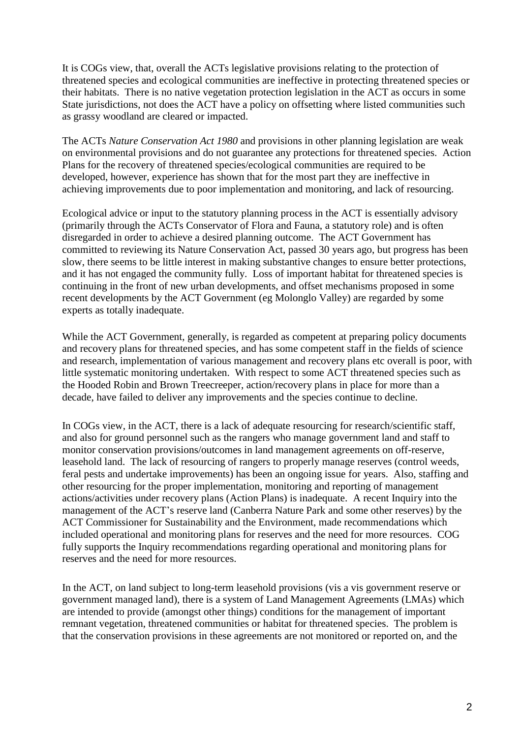It is COGs view, that, overall the ACTs legislative provisions relating to the protection of threatened species and ecological communities are ineffective in protecting threatened species or their habitats. There is no native vegetation protection legislation in the ACT as occurs in some State jurisdictions, not does the ACT have a policy on offsetting where listed communities such as grassy woodland are cleared or impacted.

The ACTs *Nature Conservation Act 1980* and provisions in other planning legislation are weak on environmental provisions and do not guarantee any protections for threatened species. Action Plans for the recovery of threatened species/ecological communities are required to be developed, however, experience has shown that for the most part they are ineffective in achieving improvements due to poor implementation and monitoring, and lack of resourcing.

Ecological advice or input to the statutory planning process in the ACT is essentially advisory (primarily through the ACTs Conservator of Flora and Fauna, a statutory role) and is often disregarded in order to achieve a desired planning outcome. The ACT Government has committed to reviewing its Nature Conservation Act, passed 30 years ago, but progress has been slow, there seems to be little interest in making substantive changes to ensure better protections, and it has not engaged the community fully. Loss of important habitat for threatened species is continuing in the front of new urban developments, and offset mechanisms proposed in some recent developments by the ACT Government (eg Molonglo Valley) are regarded by some experts as totally inadequate.

While the ACT Government, generally, is regarded as competent at preparing policy documents and recovery plans for threatened species, and has some competent staff in the fields of science and research, implementation of various management and recovery plans etc overall is poor, with little systematic monitoring undertaken. With respect to some ACT threatened species such as the Hooded Robin and Brown Treecreeper, action/recovery plans in place for more than a decade, have failed to deliver any improvements and the species continue to decline.

In COGs view, in the ACT, there is a lack of adequate resourcing for research/scientific staff, and also for ground personnel such as the rangers who manage government land and staff to monitor conservation provisions/outcomes in land management agreements on off-reserve, leasehold land. The lack of resourcing of rangers to properly manage reserves (control weeds, feral pests and undertake improvements) has been an ongoing issue for years. Also, staffing and other resourcing for the proper implementation, monitoring and reporting of management actions/activities under recovery plans (Action Plans) is inadequate. A recent Inquiry into the management of the ACT's reserve land (Canberra Nature Park and some other reserves) by the ACT Commissioner for Sustainability and the Environment, made recommendations which included operational and monitoring plans for reserves and the need for more resources. COG fully supports the Inquiry recommendations regarding operational and monitoring plans for reserves and the need for more resources.

In the ACT, on land subject to long-term leasehold provisions (vis a vis government reserve or government managed land), there is a system of Land Management Agreements (LMAs) which are intended to provide (amongst other things) conditions for the management of important remnant vegetation, threatened communities or habitat for threatened species. The problem is that the conservation provisions in these agreements are not monitored or reported on, and the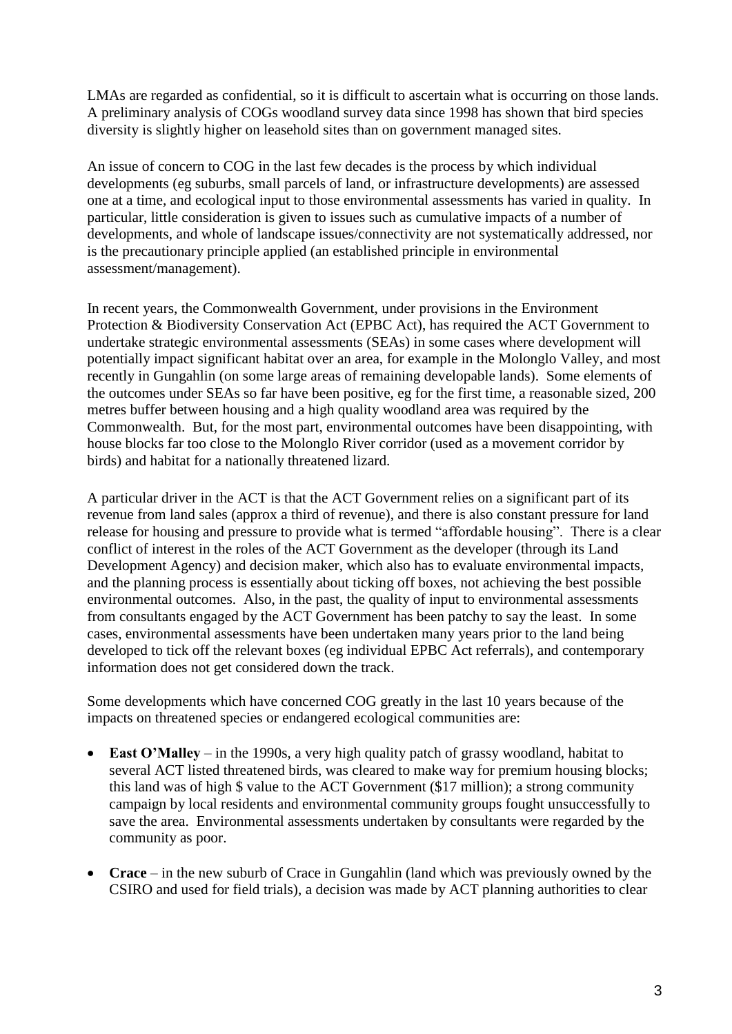LMAs are regarded as confidential, so it is difficult to ascertain what is occurring on those lands. A preliminary analysis of COGs woodland survey data since 1998 has shown that bird species diversity is slightly higher on leasehold sites than on government managed sites.

An issue of concern to COG in the last few decades is the process by which individual developments (eg suburbs, small parcels of land, or infrastructure developments) are assessed one at a time, and ecological input to those environmental assessments has varied in quality. In particular, little consideration is given to issues such as cumulative impacts of a number of developments, and whole of landscape issues/connectivity are not systematically addressed, nor is the precautionary principle applied (an established principle in environmental assessment/management).

In recent years, the Commonwealth Government, under provisions in the Environment Protection & Biodiversity Conservation Act (EPBC Act), has required the ACT Government to undertake strategic environmental assessments (SEAs) in some cases where development will potentially impact significant habitat over an area, for example in the Molonglo Valley, and most recently in Gungahlin (on some large areas of remaining developable lands). Some elements of the outcomes under SEAs so far have been positive, eg for the first time, a reasonable sized, 200 metres buffer between housing and a high quality woodland area was required by the Commonwealth. But, for the most part, environmental outcomes have been disappointing, with house blocks far too close to the Molonglo River corridor (used as a movement corridor by birds) and habitat for a nationally threatened lizard.

A particular driver in the ACT is that the ACT Government relies on a significant part of its revenue from land sales (approx a third of revenue), and there is also constant pressure for land release for housing and pressure to provide what is termed "affordable housing". There is a clear conflict of interest in the roles of the ACT Government as the developer (through its Land Development Agency) and decision maker, which also has to evaluate environmental impacts, and the planning process is essentially about ticking off boxes, not achieving the best possible environmental outcomes. Also, in the past, the quality of input to environmental assessments from consultants engaged by the ACT Government has been patchy to say the least. In some cases, environmental assessments have been undertaken many years prior to the land being developed to tick off the relevant boxes (eg individual EPBC Act referrals), and contemporary information does not get considered down the track.

Some developments which have concerned COG greatly in the last 10 years because of the impacts on threatened species or endangered ecological communities are:

- **East O'Malley** – in the 1990s, a very high quality patch of grassy woodland, habitat to several ACT listed threatened birds, was cleared to make way for premium housing blocks; this land was of high $ value to the ACT Government ($17 million); a strong community campaign by local residents and environmental community groups fought unsuccessfully to save the area. Environmental assessments undertaken by consultants were regarded by the community as poor.

- **Crace** – in the new suburb of Crace in Gungahlin (land which was previously owned by the CSIRO and used for field trials), a decision was made by ACT planning authorities to clear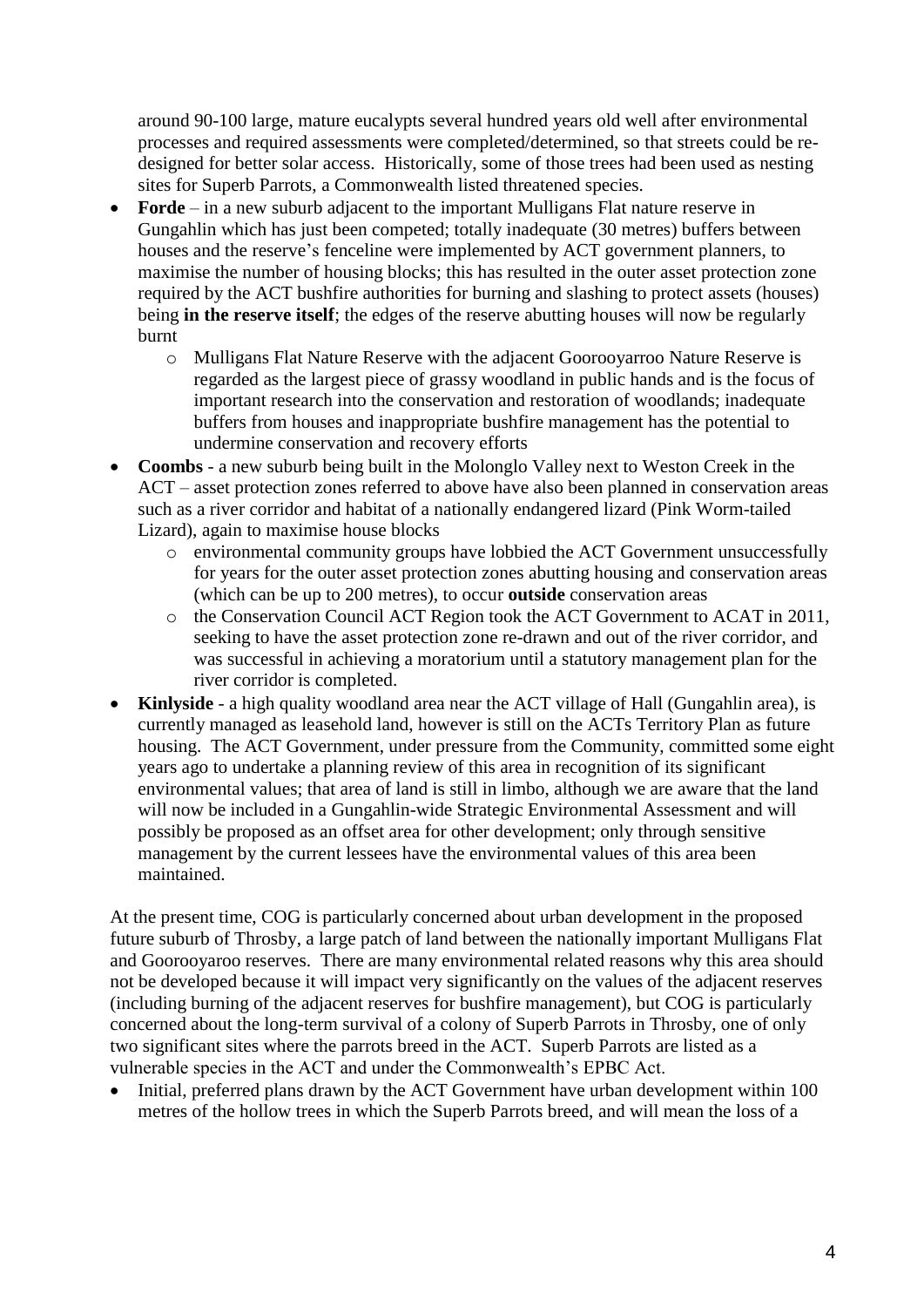around 90-100 large, mature eucalypts several hundred years old well after environmental processes and required assessments were completed/determined, so that streets could be re-designed for better solar access. Historically, some of those trees had been used as nesting sites for Superb Parrots, a Commonwealth listed threatened species.

- **Forde** – in a new suburb adjacent to the important Mulligans Flat nature reserve in Gungahlin which has just been competed; totally inadequate (30 metres) buffers between houses and the reserve's fenceline were implemented by ACT government planners, to maximise the number of housing blocks; this has resulted in the outer asset protection zone required by the ACT bushfire authorities for burning and slashing to protect assets (houses) being **in the reserve itself**; the edges of the reserve abutting houses will now be regularly burnt
  - Mulligans Flat Nature Reserve with the adjacent Goorooyarroo Nature Reserve is regarded as the largest piece of grassy woodland in public hands and is the focus of important research into the conservation and restoration of woodlands; inadequate buffers from houses and inappropriate bushfire management has the potential to undermine conservation and recovery efforts
- **Coombs** - a new suburb being built in the Molonglo Valley next to Weston Creek in the ACT – asset protection zones referred to above have also been planned in conservation areas such as a river corridor and habitat of a nationally endangered lizard (Pink Worm-tailed Lizard), again to maximise house blocks
  - environmental community groups have lobbied the ACT Government unsuccessfully for years for the outer asset protection zones abutting housing and conservation areas (which can be up to 200 metres), to occur **outside** conservation areas
  - the Conservation Council ACT Region took the ACT Government to ACAT in 2011, seeking to have the asset protection zone re-drawn and out of the river corridor, and was successful in achieving a moratorium until a statutory management plan for the river corridor is completed.
- **Kinlyside** - a high quality woodland area near the ACT village of Hall (Gungahlin area), is currently managed as leasehold land, however is still on the ACTs Territory Plan as future housing. The ACT Government, under pressure from the Community, committed some eight years ago to undertake a planning review of this area in recognition of its significant environmental values; that area of land is still in limbo, although we are aware that the land will now be included in a Gungahlin-wide Strategic Environmental Assessment and will possibly be proposed as an offset area for other development; only through sensitive management by the current lessees have the environmental values of this area been maintained.

At the present time, COG is particularly concerned about urban development in the proposed future suburb of Throsby, a large patch of land between the nationally important Mulligans Flat and Goorooyaroo reserves. There are many environmental related reasons why this area should not be developed because it will impact very significantly on the values of the adjacent reserves (including burning of the adjacent reserves for bushfire management), but COG is particularly concerned about the long-term survival of a colony of Superb Parrots in Throsby, one of only two significant sites where the parrots breed in the ACT. Superb Parrots are listed as a vulnerable species in the ACT and under the Commonwealth's EPBC Act.

- Initial, preferred plans drawn by the ACT Government have urban development within 100 metres of the hollow trees in which the Superb Parrots breed, and will mean the loss of a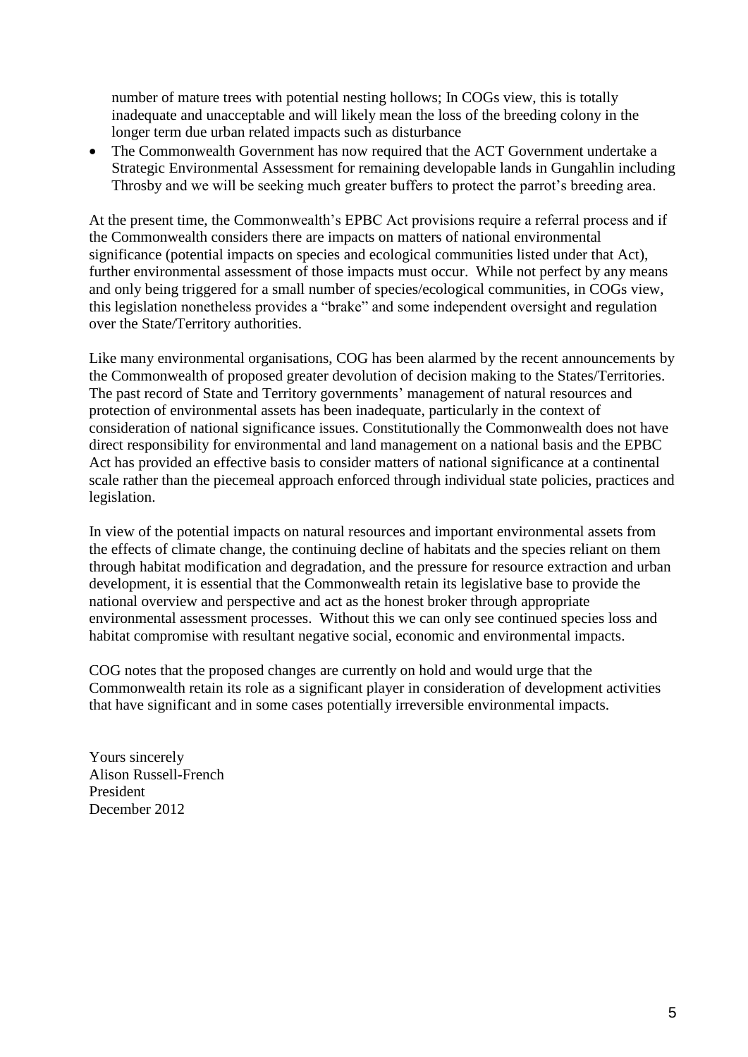number of mature trees with potential nesting hollows; In COGs view, this is totally inadequate and unacceptable and will likely mean the loss of the breeding colony in the longer term due urban related impacts such as disturbance

- The Commonwealth Government has now required that the ACT Government undertake a Strategic Environmental Assessment for remaining developable lands in Gungahlin including Throsby and we will be seeking much greater buffers to protect the parrot's breeding area.

At the present time, the Commonwealth's EPBC Act provisions require a referral process and if the Commonwealth considers there are impacts on matters of national environmental significance (potential impacts on species and ecological communities listed under that Act), further environmental assessment of those impacts must occur. While not perfect by any means and only being triggered for a small number of species/ecological communities, in COGs view, this legislation nonetheless provides a "brake" and some independent oversight and regulation over the State/Territory authorities.

Like many environmental organisations, COG has been alarmed by the recent announcements by the Commonwealth of proposed greater devolution of decision making to the States/Territories. The past record of State and Territory governments' management of natural resources and protection of environmental assets has been inadequate, particularly in the context of consideration of national significance issues. Constitutionally the Commonwealth does not have direct responsibility for environmental and land management on a national basis and the EPBC Act has provided an effective basis to consider matters of national significance at a continental scale rather than the piecemeal approach enforced through individual state policies, practices and legislation.

In view of the potential impacts on natural resources and important environmental assets from the effects of climate change, the continuing decline of habitats and the species reliant on them through habitat modification and degradation, and the pressure for resource extraction and urban development, it is essential that the Commonwealth retain its legislative base to provide the national overview and perspective and act as the honest broker through appropriate environmental assessment processes. Without this we can only see continued species loss and habitat compromise with resultant negative social, economic and environmental impacts.

COG notes that the proposed changes are currently on hold and would urge that the Commonwealth retain its role as a significant player in consideration of development activities that have significant and in some cases potentially irreversible environmental impacts.

Yours sincerely
Alison Russell-French
President
December 2012